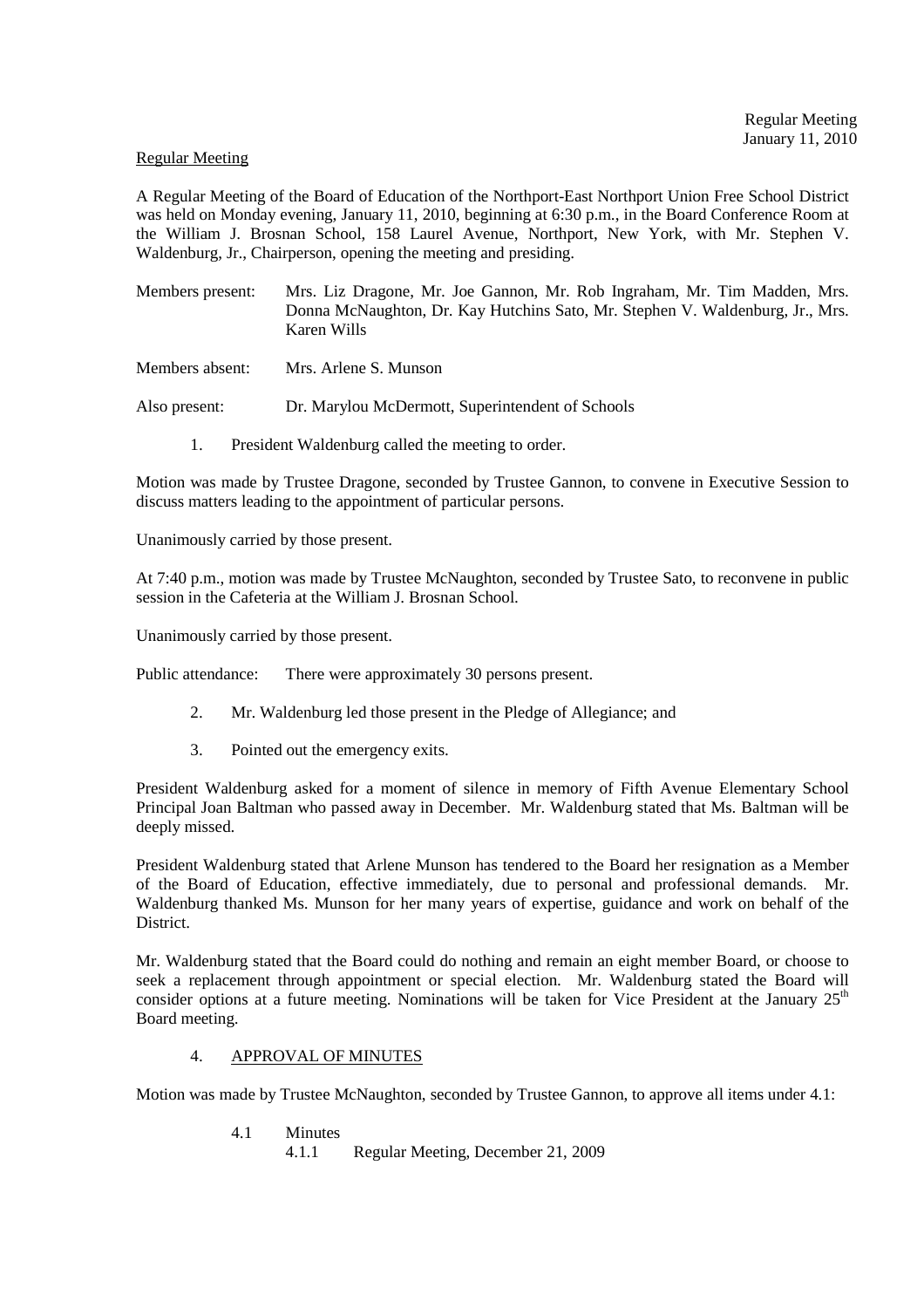Regular Meeting

A Regular Meeting of the Board of Education of the Northport-East Northport Union Free School District was held on Monday evening, January 11, 2010, beginning at 6:30 p.m., in the Board Conference Room at the William J. Brosnan School, 158 Laurel Avenue, Northport, New York, with Mr. Stephen V. Waldenburg, Jr., Chairperson, opening the meeting and presiding.

Members present: Mrs. Liz Dragone, Mr. Joe Gannon, Mr. Rob Ingraham, Mr. Tim Madden, Mrs. Donna McNaughton, Dr. Kay Hutchins Sato, Mr. Stephen V. Waldenburg, Jr., Mrs. Karen Wills

Members absent: Mrs. Arlene S. Munson

Also present: Dr. Marylou McDermott, Superintendent of Schools

1. President Waldenburg called the meeting to order.

Motion was made by Trustee Dragone, seconded by Trustee Gannon, to convene in Executive Session to discuss matters leading to the appointment of particular persons.

Unanimously carried by those present.

At 7:40 p.m., motion was made by Trustee McNaughton, seconded by Trustee Sato, to reconvene in public session in the Cafeteria at the William J. Brosnan School.

Unanimously carried by those present.

Public attendance: There were approximately 30 persons present.

2. Mr. Waldenburg led those present in the Pledge of Allegiance; and

3. Pointed out the emergency exits.

President Waldenburg asked for a moment of silence in memory of Fifth Avenue Elementary School Principal Joan Baltman who passed away in December. Mr. Waldenburg stated that Ms. Baltman will be deeply missed.

President Waldenburg stated that Arlene Munson has tendered to the Board her resignation as a Member of the Board of Education, effective immediately, due to personal and professional demands. Mr. Waldenburg thanked Ms. Munson for her many years of expertise, guidance and work on behalf of the District.

Mr. Waldenburg stated that the Board could do nothing and remain an eight member Board, or choose to seek a replacement through appointment or special election. Mr. Waldenburg stated the Board will consider options at a future meeting. Nominations will be taken for Vice President at the January 25th Board meeting.

4. APPROVAL OF MINUTES

Motion was made by Trustee McNaughton, seconded by Trustee Gannon, to approve all items under 4.1:

4.1 Minutes
    4.1.1 Regular Meeting, December 21, 2009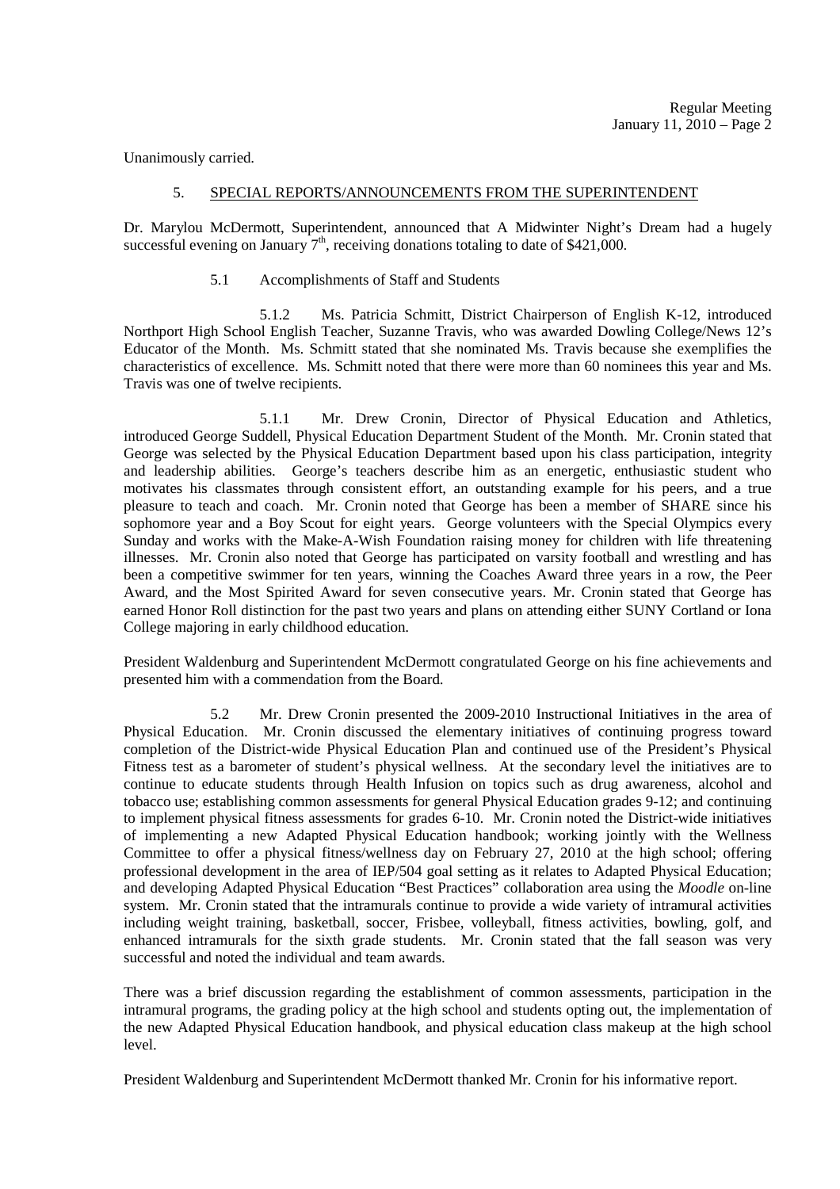Unanimously carried.

5. SPECIAL REPORTS/ANNOUNCEMENTS FROM THE SUPERINTENDENT

Dr. Marylou McDermott, Superintendent, announced that A Midwinter Night's Dream had a hugely successful evening on January 7th, receiving donations totaling to date of $421,000.

5.1 Accomplishments of Staff and Students

5.1.2 Ms. Patricia Schmitt, District Chairperson of English K-12, introduced Northport High School English Teacher, Suzanne Travis, who was awarded Dowling College/News 12's Educator of the Month. Ms. Schmitt stated that she nominated Ms. Travis because she exemplifies the characteristics of excellence. Ms. Schmitt noted that there were more than 60 nominees this year and Ms. Travis was one of twelve recipients.

5.1.1 Mr. Drew Cronin, Director of Physical Education and Athletics, introduced George Suddell, Physical Education Department Student of the Month. Mr. Cronin stated that George was selected by the Physical Education Department based upon his class participation, integrity and leadership abilities. George's teachers describe him as an energetic, enthusiastic student who motivates his classmates through consistent effort, an outstanding example for his peers, and a true pleasure to teach and coach. Mr. Cronin noted that George has been a member of SHARE since his sophomore year and a Boy Scout for eight years. George volunteers with the Special Olympics every Sunday and works with the Make-A-Wish Foundation raising money for children with life threatening illnesses. Mr. Cronin also noted that George has participated on varsity football and wrestling and has been a competitive swimmer for ten years, winning the Coaches Award three years in a row, the Peer Award, and the Most Spirited Award for seven consecutive years. Mr. Cronin stated that George has earned Honor Roll distinction for the past two years and plans on attending either SUNY Cortland or Iona College majoring in early childhood education.

President Waldenburg and Superintendent McDermott congratulated George on his fine achievements and presented him with a commendation from the Board.

5.2 Mr. Drew Cronin presented the 2009-2010 Instructional Initiatives in the area of Physical Education. Mr. Cronin discussed the elementary initiatives of continuing progress toward completion of the District-wide Physical Education Plan and continued use of the President's Physical Fitness test as a barometer of student's physical wellness. At the secondary level the initiatives are to continue to educate students through Health Infusion on topics such as drug awareness, alcohol and tobacco use; establishing common assessments for general Physical Education grades 9-12; and continuing to implement physical fitness assessments for grades 6-10. Mr. Cronin noted the District-wide initiatives of implementing a new Adapted Physical Education handbook; working jointly with the Wellness Committee to offer a physical fitness/wellness day on February 27, 2010 at the high school; offering professional development in the area of IEP/504 goal setting as it relates to Adapted Physical Education; and developing Adapted Physical Education "Best Practices" collaboration area using the *Moodle* on-line system. Mr. Cronin stated that the intramurals continue to provide a wide variety of intramural activities including weight training, basketball, soccer, Frisbee, volleyball, fitness activities, bowling, golf, and enhanced intramurals for the sixth grade students. Mr. Cronin stated that the fall season was very successful and noted the individual and team awards.

There was a brief discussion regarding the establishment of common assessments, participation in the intramural programs, the grading policy at the high school and students opting out, the implementation of the new Adapted Physical Education handbook, and physical education class makeup at the high school level.

President Waldenburg and Superintendent McDermott thanked Mr. Cronin for his informative report.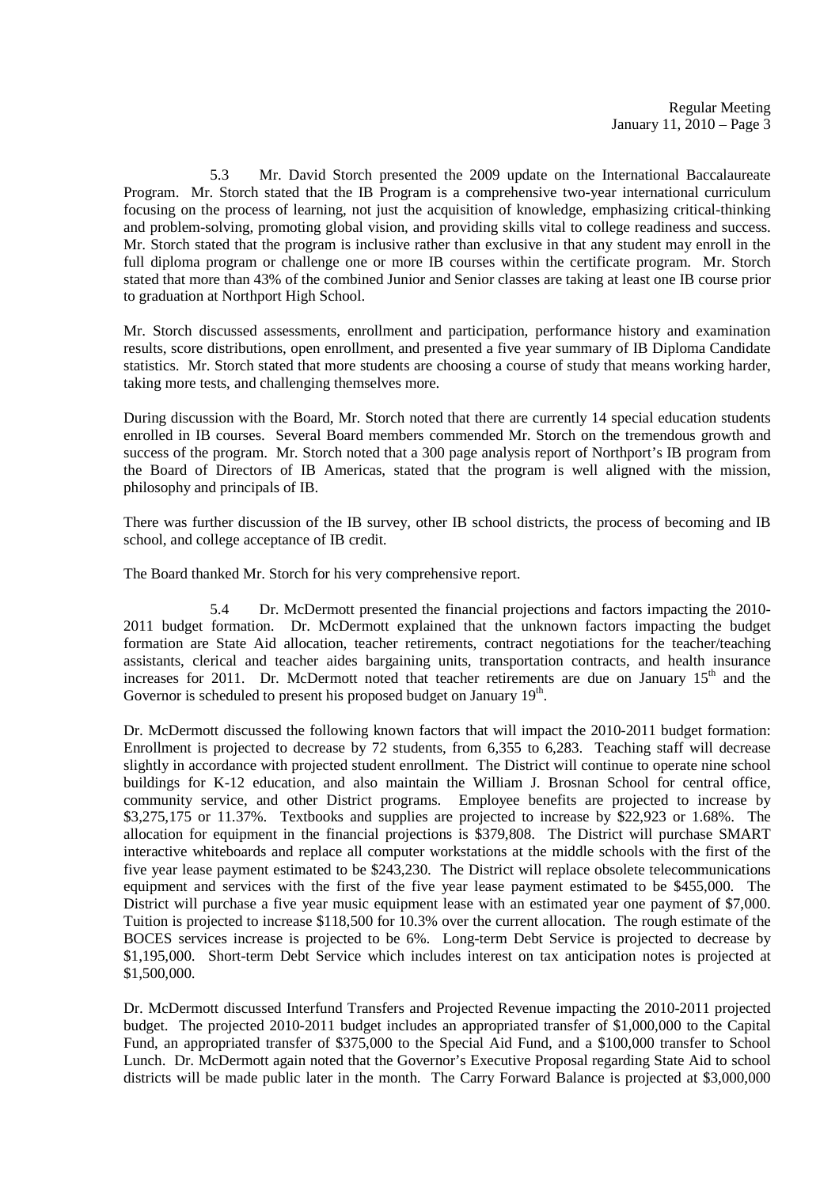5.3 Mr. David Storch presented the 2009 update on the International Baccalaureate Program. Mr. Storch stated that the IB Program is a comprehensive two-year international curriculum focusing on the process of learning, not just the acquisition of knowledge, emphasizing critical-thinking and problem-solving, promoting global vision, and providing skills vital to college readiness and success. Mr. Storch stated that the program is inclusive rather than exclusive in that any student may enroll in the full diploma program or challenge one or more IB courses within the certificate program. Mr. Storch stated that more than 43% of the combined Junior and Senior classes are taking at least one IB course prior to graduation at Northport High School.

Mr. Storch discussed assessments, enrollment and participation, performance history and examination results, score distributions, open enrollment, and presented a five year summary of IB Diploma Candidate statistics. Mr. Storch stated that more students are choosing a course of study that means working harder, taking more tests, and challenging themselves more.

During discussion with the Board, Mr. Storch noted that there are currently 14 special education students enrolled in IB courses. Several Board members commended Mr. Storch on the tremendous growth and success of the program. Mr. Storch noted that a 300 page analysis report of Northport's IB program from the Board of Directors of IB Americas, stated that the program is well aligned with the mission, philosophy and principals of IB.

There was further discussion of the IB survey, other IB school districts, the process of becoming and IB school, and college acceptance of IB credit.

The Board thanked Mr. Storch for his very comprehensive report.

5.4 Dr. McDermott presented the financial projections and factors impacting the 2010-2011 budget formation. Dr. McDermott explained that the unknown factors impacting the budget formation are State Aid allocation, teacher retirements, contract negotiations for the teacher/teaching assistants, clerical and teacher aides bargaining units, transportation contracts, and health insurance increases for 2011. Dr. McDermott noted that teacher retirements are due on January 15th and the Governor is scheduled to present his proposed budget on January 19th.

Dr. McDermott discussed the following known factors that will impact the 2010-2011 budget formation: Enrollment is projected to decrease by 72 students, from 6,355 to 6,283. Teaching staff will decrease slightly in accordance with projected student enrollment. The District will continue to operate nine school buildings for K-12 education, and also maintain the William J. Brosnan School for central office, community service, and other District programs. Employee benefits are projected to increase by $3,275,175 or 11.37%. Textbooks and supplies are projected to increase by $22,923 or 1.68%. The allocation for equipment in the financial projections is $379,808. The District will purchase SMART interactive whiteboards and replace all computer workstations at the middle schools with the first of the five year lease payment estimated to be $243,230. The District will replace obsolete telecommunications equipment and services with the first of the five year lease payment estimated to be $455,000. The District will purchase a five year music equipment lease with an estimated year one payment of $7,000. Tuition is projected to increase $118,500 for 10.3% over the current allocation. The rough estimate of the BOCES services increase is projected to be 6%. Long-term Debt Service is projected to decrease by $1,195,000. Short-term Debt Service which includes interest on tax anticipation notes is projected at $1,500,000.

Dr. McDermott discussed Interfund Transfers and Projected Revenue impacting the 2010-2011 projected budget. The projected 2010-2011 budget includes an appropriated transfer of $1,000,000 to the Capital Fund, an appropriated transfer of $375,000 to the Special Aid Fund, and a $100,000 transfer to School Lunch. Dr. McDermott again noted that the Governor's Executive Proposal regarding State Aid to school districts will be made public later in the month. The Carry Forward Balance is projected at $3,000,000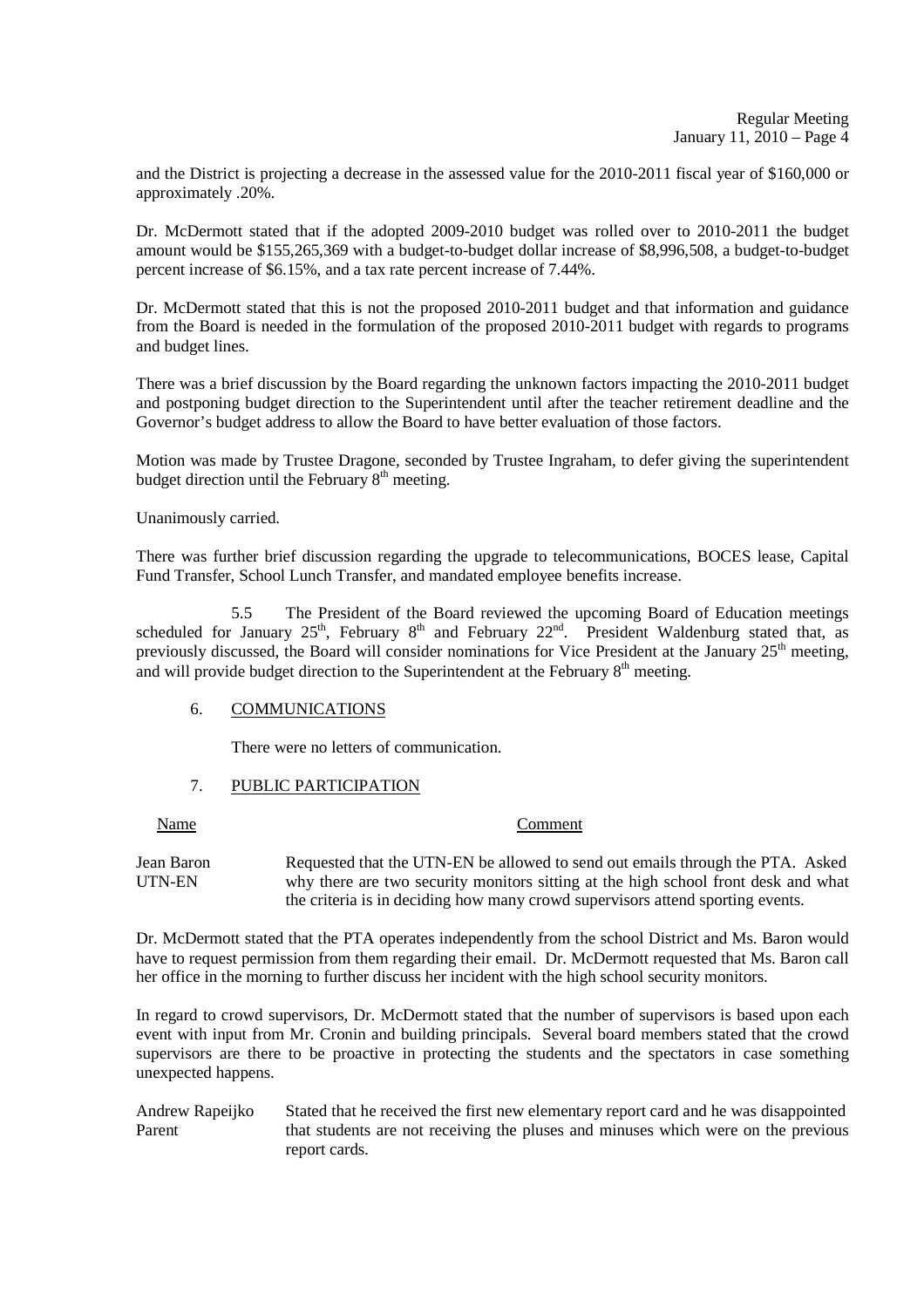and the District is projecting a decrease in the assessed value for the 2010-2011 fiscal year of $160,000 or approximately .20%.

Dr. McDermott stated that if the adopted 2009-2010 budget was rolled over to 2010-2011 the budget amount would be $155,265,369 with a budget-to-budget dollar increase of $8,996,508, a budget-to-budget percent increase of $6.15%, and a tax rate percent increase of 7.44%.

Dr. McDermott stated that this is not the proposed 2010-2011 budget and that information and guidance from the Board is needed in the formulation of the proposed 2010-2011 budget with regards to programs and budget lines.

There was a brief discussion by the Board regarding the unknown factors impacting the 2010-2011 budget and postponing budget direction to the Superintendent until after the teacher retirement deadline and the Governor's budget address to allow the Board to have better evaluation of those factors.

Motion was made by Trustee Dragone, seconded by Trustee Ingraham, to defer giving the superintendent budget direction until the February 8th meeting.

Unanimously carried.

There was further brief discussion regarding the upgrade to telecommunications, BOCES lease, Capital Fund Transfer, School Lunch Transfer, and mandated employee benefits increase.

5.5 The President of the Board reviewed the upcoming Board of Education meetings scheduled for January 25th, February 8th and February 22nd. President Waldenburg stated that, as previously discussed, the Board will consider nominations for Vice President at the January 25th meeting, and will provide budget direction to the Superintendent at the February 8th meeting.

6. COMMUNICATIONS

There were no letters of communication.

7. PUBLIC PARTICIPATION

| Name | Comment |
|---|---|
| Jean Baron<br>UTN-EN | Requested that the UTN-EN be allowed to send out emails through the PTA. Asked why there are two security monitors sitting at the high school front desk and what the criteria is in deciding how many crowd supervisors attend sporting events. |

Dr. McDermott stated that the PTA operates independently from the school District and Ms. Baron would have to request permission from them regarding their email. Dr. McDermott requested that Ms. Baron call her office in the morning to further discuss her incident with the high school security monitors.

In regard to crowd supervisors, Dr. McDermott stated that the number of supervisors is based upon each event with input from Mr. Cronin and building principals. Several board members stated that the crowd supervisors are there to be proactive in protecting the students and the spectators in case something unexpected happens.

| | |
|---|---|
| Andrew Rapeijko<br>Parent | Stated that he received the first new elementary report card and he was disappointed that students are not receiving the pluses and minuses which were on the previous report cards. |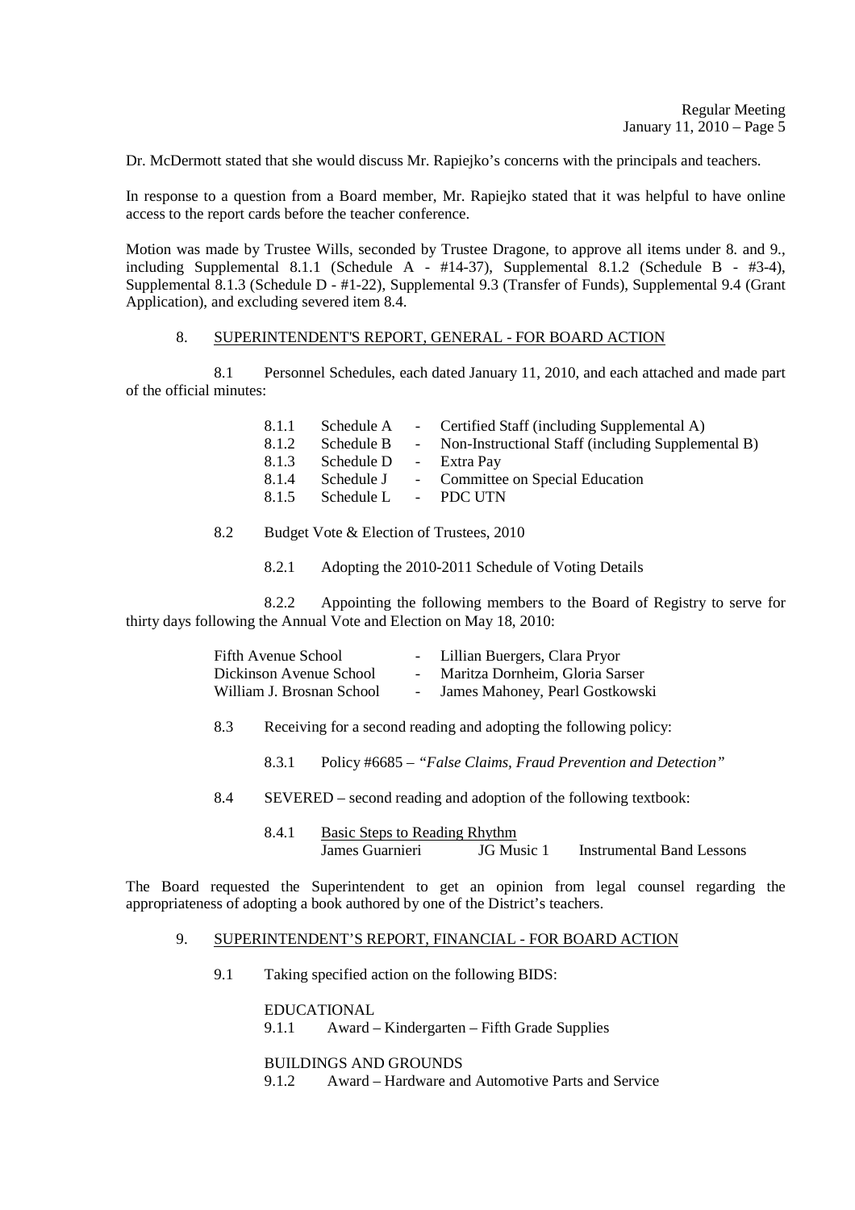Dr. McDermott stated that she would discuss Mr. Rapiejko's concerns with the principals and teachers.

In response to a question from a Board member, Mr. Rapiejko stated that it was helpful to have online access to the report cards before the teacher conference.

Motion was made by Trustee Wills, seconded by Trustee Dragone, to approve all items under 8. and 9., including Supplemental 8.1.1 (Schedule A - #14-37), Supplemental 8.1.2 (Schedule B - #3-4), Supplemental 8.1.3 (Schedule D - #1-22), Supplemental 9.3 (Transfer of Funds), Supplemental 9.4 (Grant Application), and excluding severed item 8.4.

8. <u>SUPERINTENDENT'S REPORT, GENERAL - FOR BOARD ACTION</u>

8.1 Personnel Schedules, each dated January 11, 2010, and each attached and made part of the official minutes:

- 8.1.1 Schedule A - Certified Staff (including Supplemental A)
- 8.1.2 Schedule B - Non-Instructional Staff (including Supplemental B)
- 8.1.3 Schedule D - Extra Pay
- 8.1.4 Schedule J - Committee on Special Education
- 8.1.5 Schedule L - PDC UTN

8.2 Budget Vote & Election of Trustees, 2010

8.2.1 Adopting the 2010-2011 Schedule of Voting Details

8.2.2 Appointing the following members to the Board of Registry to serve for thirty days following the Annual Vote and Election on May 18, 2010:

- Fifth Avenue School - Lillian Buergers, Clara Pryor
- Dickinson Avenue School - Maritza Dornheim, Gloria Sarser
- William J. Brosnan School - James Mahoney, Pearl Gostkowski

8.3 Receiving for a second reading and adopting the following policy:

8.3.1 Policy #6685 – *"False Claims, Fraud Prevention and Detection"*

8.4 SEVERED – second reading and adoption of the following textbook:

8.4.1 <u>Basic Steps to Reading Rhythm</u>
James Guarnieri JG Music 1 Instrumental Band Lessons

The Board requested the Superintendent to get an opinion from legal counsel regarding the appropriateness of adopting a book authored by one of the District's teachers.

9. <u>SUPERINTENDENT'S REPORT, FINANCIAL - FOR BOARD ACTION</u>

9.1 Taking specified action on the following BIDS:

EDUCATIONAL
9.1.1 Award – Kindergarten – Fifth Grade Supplies

BUILDINGS AND GROUNDS
9.1.2 Award – Hardware and Automotive Parts and Service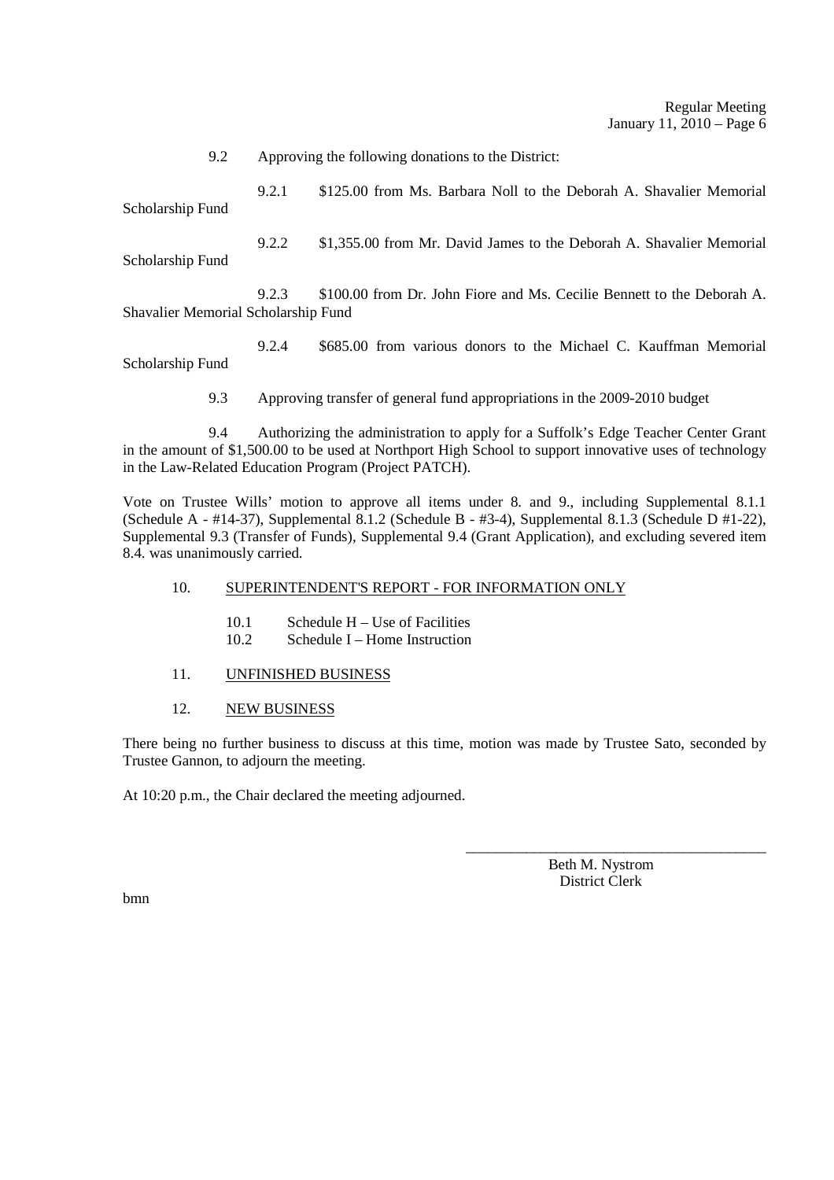9.2 Approving the following donations to the District:

9.2.1 $125.00 from Ms. Barbara Noll to the Deborah A. Shavalier Memorial Scholarship Fund

9.2.2 $1,355.00 from Mr. David James to the Deborah A. Shavalier Memorial Scholarship Fund

9.2.3 $100.00 from Dr. John Fiore and Ms. Cecilie Bennett to the Deborah A. Shavalier Memorial Scholarship Fund

9.2.4 $685.00 from various donors to the Michael C. Kauffman Memorial Scholarship Fund

9.3 Approving transfer of general fund appropriations in the 2009-2010 budget

9.4 Authorizing the administration to apply for a Suffolk's Edge Teacher Center Grant in the amount of $1,500.00 to be used at Northport High School to support innovative uses of technology in the Law-Related Education Program (Project PATCH).

Vote on Trustee Wills' motion to approve all items under 8. and 9., including Supplemental 8.1.1 (Schedule A - #14-37), Supplemental 8.1.2 (Schedule B - #3-4), Supplemental 8.1.3 (Schedule D #1-22), Supplemental 9.3 (Transfer of Funds), Supplemental 9.4 (Grant Application), and excluding severed item 8.4. was unanimously carried.

10. SUPERINTENDENT'S REPORT - FOR INFORMATION ONLY

10.1 Schedule H – Use of Facilities
10.2 Schedule I – Home Instruction

11. UNFINISHED BUSINESS

12. NEW BUSINESS

There being no further business to discuss at this time, motion was made by Trustee Sato, seconded by Trustee Gannon, to adjourn the meeting.

At 10:20 p.m., the Chair declared the meeting adjourned.

\_\_\_\_\_\_\_\_\_\_\_\_\_\_\_\_\_\_\_\_\_\_\_\_\_\_\_\_\_\_\_\_\_\_\_\_\_\_\_\_

Beth M. Nystrom
District Clerk

bmn